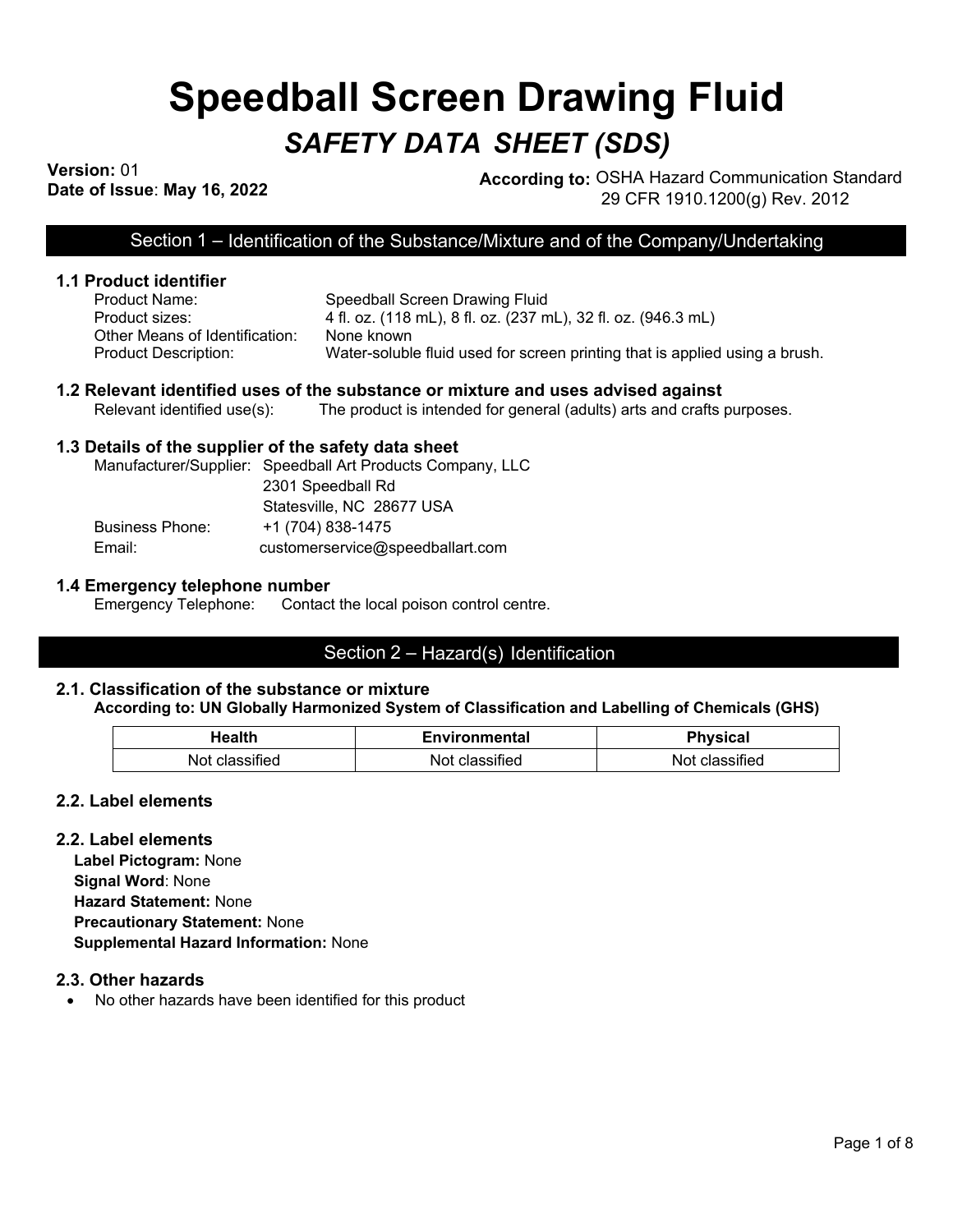# Speedball Screen Drawing Fluid

## *SAFETY DATA SHEET (SDS)*

**Version:** 01
**Date of Issue**: **May 16, 2022**

**According to:** OSHA Hazard Communication Standard 29 CFR 1910.1200(g) Rev. 2012

## Section 1 – Identification of the Substance/Mixture and of the Company/Undertaking

### 1.1 Product identifier

Product Name: Speedball Screen Drawing Fluid
Product sizes: 4 fl. oz. (118 mL), 8 fl. oz. (237 mL), 32 fl. oz. (946.3 mL)
Other Means of Identification: None known
Product Description: Water-soluble fluid used for screen printing that is applied using a brush.

### 1.2 Relevant identified uses of the substance or mixture and uses advised against

Relevant identified use(s): The product is intended for general (adults) arts and crafts purposes.

### 1.3 Details of the supplier of the safety data sheet

Manufacturer/Supplier: Speedball Art Products Company, LLC
2301 Speedball Rd
Statesville, NC 28677 USA
Business Phone: +1 (704) 838-1475
Email: customerservice@speedballart.com

### 1.4 Emergency telephone number

Emergency Telephone: Contact the local poison control centre.

## Section 2 – Hazard(s) Identification

### 2.1. Classification of the substance or mixture

**According to: UN Globally Harmonized System of Classification and Labelling of Chemicals (GHS)**

| Health | Environmental | Physical |
| --- | --- | --- |
| Not classified | Not classified | Not classified |

### 2.2. Label elements

### 2.2. Label elements

**Label Pictogram:** None
**Signal Word**: None
**Hazard Statement:** None
**Precautionary Statement:** None
**Supplemental Hazard Information:** None

### 2.3. Other hazards

- No other hazards have been identified for this product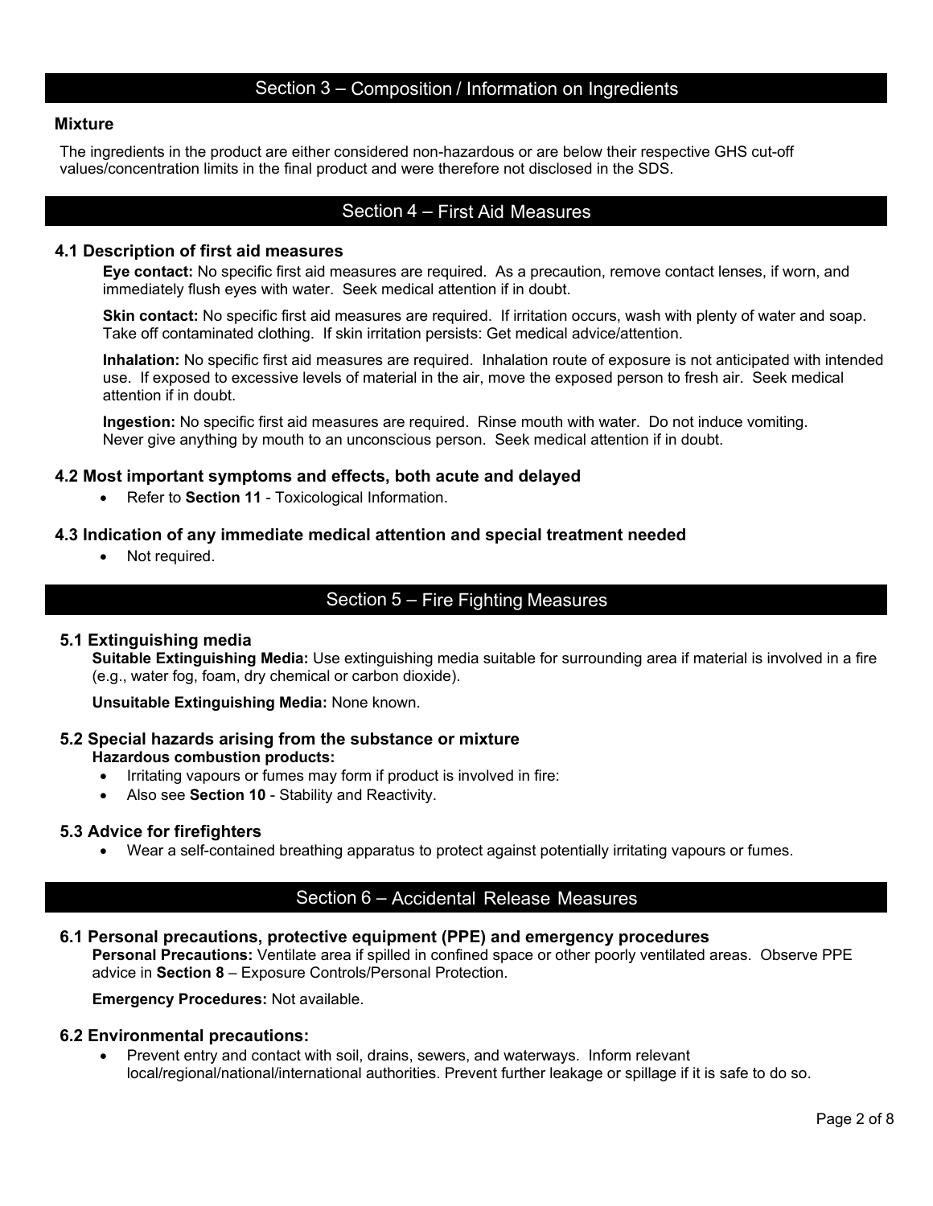## Section 3 – Composition / Information on Ingredients

### Mixture

The ingredients in the product are either considered non-hazardous or are below their respective GHS cut-off values/concentration limits in the final product and were therefore not disclosed in the SDS.

## Section 4 – First Aid Measures

### 4.1 Description of first aid measures

**Eye contact:** No specific first aid measures are required. As a precaution, remove contact lenses, if worn, and immediately flush eyes with water. Seek medical attention if in doubt.

**Skin contact:** No specific first aid measures are required. If irritation occurs, wash with plenty of water and soap. Take off contaminated clothing. If skin irritation persists: Get medical advice/attention.

**Inhalation:** No specific first aid measures are required. Inhalation route of exposure is not anticipated with intended use. If exposed to excessive levels of material in the air, move the exposed person to fresh air. Seek medical attention if in doubt.

**Ingestion:** No specific first aid measures are required. Rinse mouth with water. Do not induce vomiting. Never give anything by mouth to an unconscious person. Seek medical attention if in doubt.

### 4.2 Most important symptoms and effects, both acute and delayed

- Refer to **Section 11** - Toxicological Information.

### 4.3 Indication of any immediate medical attention and special treatment needed

- Not required.

## Section 5 – Fire Fighting Measures

### 5.1 Extinguishing media

**Suitable Extinguishing Media:** Use extinguishing media suitable for surrounding area if material is involved in a fire (e.g., water fog, foam, dry chemical or carbon dioxide).

**Unsuitable Extinguishing Media:** None known.

### 5.2 Special hazards arising from the substance or mixture

**Hazardous combustion products:**

- Irritating vapours or fumes may form if product is involved in fire:
- Also see **Section 10** - Stability and Reactivity.

### 5.3 Advice for firefighters

- Wear a self-contained breathing apparatus to protect against potentially irritating vapours or fumes.

## Section 6 – Accidental Release Measures

### 6.1 Personal precautions, protective equipment (PPE) and emergency procedures

**Personal Precautions:** Ventilate area if spilled in confined space or other poorly ventilated areas. Observe PPE advice in **Section 8** – Exposure Controls/Personal Protection.

**Emergency Procedures:** Not available.

### 6.2 Environmental precautions:

- Prevent entry and contact with soil, drains, sewers, and waterways. Inform relevant local/regional/national/international authorities. Prevent further leakage or spillage if it is safe to do so.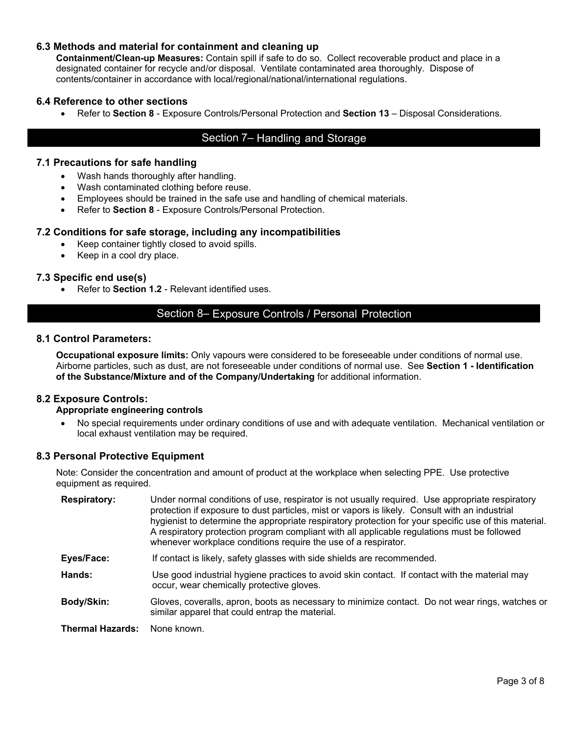### 6.3 Methods and material for containment and cleaning up

**Containment/Clean-up Measures:** Contain spill if safe to do so. Collect recoverable product and place in a designated container for recycle and/or disposal. Ventilate contaminated area thoroughly. Dispose of contents/container in accordance with local/regional/national/international regulations.

### 6.4 Reference to other sections

- Refer to **Section 8** - Exposure Controls/Personal Protection and **Section 13** – Disposal Considerations.

## Section 7– Handling and Storage

### 7.1 Precautions for safe handling

- Wash hands thoroughly after handling.
- Wash contaminated clothing before reuse.
- Employees should be trained in the safe use and handling of chemical materials.
- Refer to **Section 8** - Exposure Controls/Personal Protection.

### 7.2 Conditions for safe storage, including any incompatibilities

- Keep container tightly closed to avoid spills.
- Keep in a cool dry place.

### 7.3 Specific end use(s)

- Refer to **Section 1.2** - Relevant identified uses.

## Section 8– Exposure Controls / Personal Protection

### 8.1 Control Parameters:

**Occupational exposure limits:** Only vapours were considered to be foreseeable under conditions of normal use. Airborne particles, such as dust, are not foreseeable under conditions of normal use. See **Section 1 - Identification of the Substance/Mixture and of the Company/Undertaking** for additional information.

### 8.2 Exposure Controls:

**Appropriate engineering controls**

- No special requirements under ordinary conditions of use and with adequate ventilation. Mechanical ventilation or local exhaust ventilation may be required.

### 8.3 Personal Protective Equipment

Note: Consider the concentration and amount of product at the workplace when selecting PPE. Use protective equipment as required.

**Respiratory:** Under normal conditions of use, respirator is not usually required. Use appropriate respiratory protection if exposure to dust particles, mist or vapors is likely. Consult with an industrial hygienist to determine the appropriate respiratory protection for your specific use of this material. A respiratory protection program compliant with all applicable regulations must be followed whenever workplace conditions require the use of a respirator.

**Eyes/Face:** If contact is likely, safety glasses with side shields are recommended.

**Hands:** Use good industrial hygiene practices to avoid skin contact. If contact with the material may occur, wear chemically protective gloves.

**Body/Skin:** Gloves, coveralls, apron, boots as necessary to minimize contact. Do not wear rings, watches or similar apparel that could entrap the material.

**Thermal Hazards:** None known.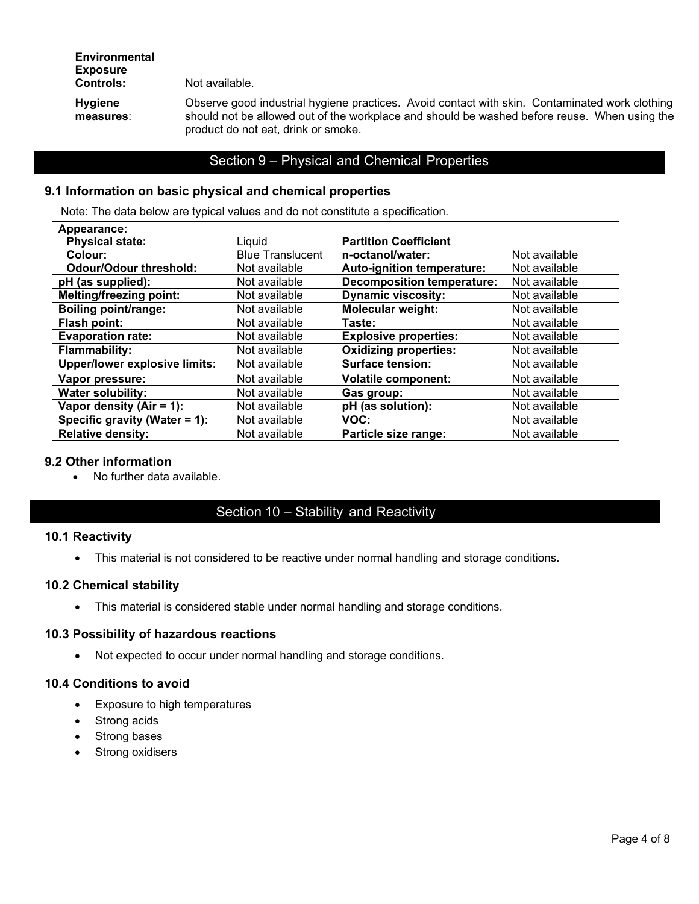**Environmental Exposure Controls:** Not available.

**Hygiene measures**: Observe good industrial hygiene practices. Avoid contact with skin. Contaminated work clothing should not be allowed out of the workplace and should be washed before reuse. When using the product do not eat, drink or smoke.

## Section 9 – Physical and Chemical Properties

### 9.1 Information on basic physical and chemical properties

Note: The data below are typical values and do not constitute a specification.

| | | | |
|---|---|---|---|
| **Appearance:**<br>**Physical state:**<br>**Colour:**<br>**Odour/Odour threshold:** | <br>Liquid<br>Blue Translucent<br>Not available | **Partition Coefficient n-octanol/water:**<br>**Auto-ignition temperature:** | Not available<br>Not available |
| **pH (as supplied):** | Not available | **Decomposition temperature:** | Not available |
| **Melting/freezing point:** | Not available | **Dynamic viscosity:** | Not available |
| **Boiling point/range:** | Not available | **Molecular weight:** | Not available |
| **Flash point:** | Not available | **Taste:** | Not available |
| **Evaporation rate:** | Not available | **Explosive properties:** | Not available |
| **Flammability:** | Not available | **Oxidizing properties:** | Not available |
| **Upper/lower explosive limits:** | Not available | **Surface tension:** | Not available |
| **Vapor pressure:** | Not available | **Volatile component:** | Not available |
| **Water solubility:** | Not available | **Gas group:** | Not available |
| **Vapor density (Air = 1):** | Not available | **pH (as solution):** | Not available |
| **Specific gravity (Water = 1):** | Not available | **VOC:** | Not available |
| **Relative density:** | Not available | **Particle size range:** | Not available |

### 9.2 Other information

- No further data available.

## Section 10 – Stability and Reactivity

### 10.1 Reactivity

- This material is not considered to be reactive under normal handling and storage conditions.

### 10.2 Chemical stability

- This material is considered stable under normal handling and storage conditions.

### 10.3 Possibility of hazardous reactions

- Not expected to occur under normal handling and storage conditions.

### 10.4 Conditions to avoid

- Exposure to high temperatures
- Strong acids
- Strong bases
- Strong oxidisers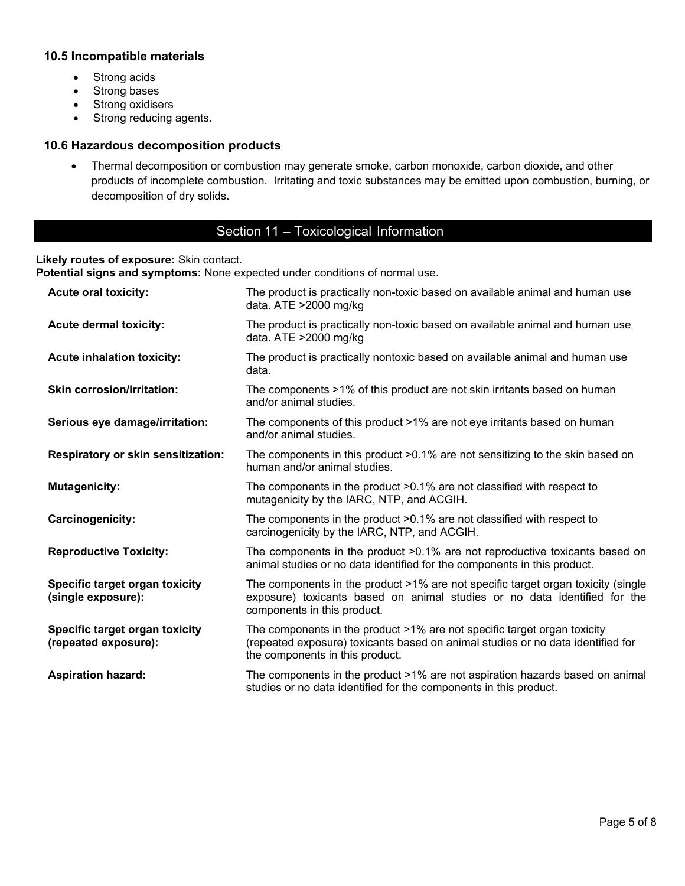### 10.5 Incompatible materials

- Strong acids
- Strong bases
- Strong oxidisers
- Strong reducing agents.

### 10.6 Hazardous decomposition products

- Thermal decomposition or combustion may generate smoke, carbon monoxide, carbon dioxide, and other products of incomplete combustion. Irritating and toxic substances may be emitted upon combustion, burning, or decomposition of dry solids.

## Section 11 – Toxicological Information

**Likely routes of exposure:** Skin contact.
**Potential signs and symptoms:** None expected under conditions of normal use.

| | |
|---|---|
| **Acute oral toxicity:** | The product is practically non-toxic based on available animal and human use data. ATE >2000 mg/kg |
| **Acute dermal toxicity:** | The product is practically non-toxic based on available animal and human use data. ATE >2000 mg/kg |
| **Acute inhalation toxicity:** | The product is practically nontoxic based on available animal and human use data. |
| **Skin corrosion/irritation:** | The components >1% of this product are not skin irritants based on human and/or animal studies. |
| **Serious eye damage/irritation:** | The components of this product >1% are not eye irritants based on human and/or animal studies. |
| **Respiratory or skin sensitization:** | The components in this product >0.1% are not sensitizing to the skin based on human and/or animal studies. |
| **Mutagenicity:** | The components in the product >0.1% are not classified with respect to mutagenicity by the IARC, NTP, and ACGIH. |
| **Carcinogenicity:** | The components in the product >0.1% are not classified with respect to carcinogenicity by the IARC, NTP, and ACGIH. |
| **Reproductive Toxicity:** | The components in the product >0.1% are not reproductive toxicants based on animal studies or no data identified for the components in this product. |
| **Specific target organ toxicity (single exposure):** | The components in the product >1% are not specific target organ toxicity (single exposure) toxicants based on animal studies or no data identified for the components in this product. |
| **Specific target organ toxicity (repeated exposure):** | The components in the product >1% are not specific target organ toxicity (repeated exposure) toxicants based on animal studies or no data identified for the components in this product. |
| **Aspiration hazard:** | The components in the product >1% are not aspiration hazards based on animal studies or no data identified for the components in this product. |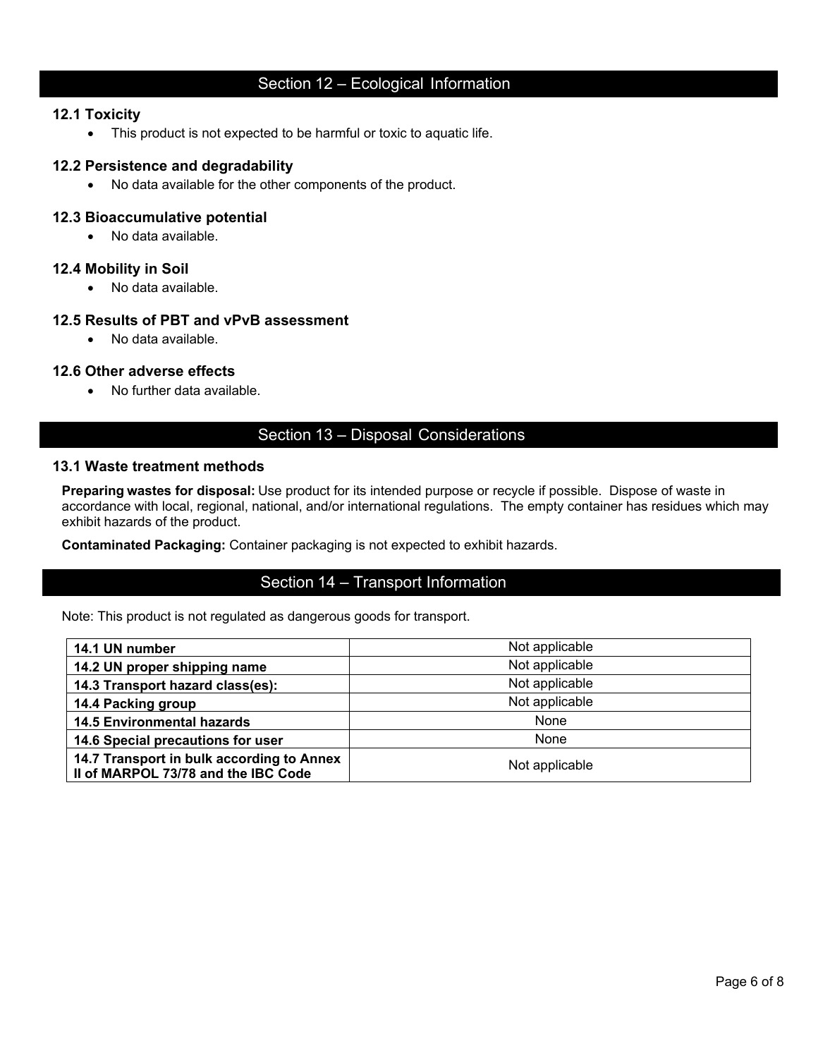## Section 12 – Ecological Information

### 12.1 Toxicity

- This product is not expected to be harmful or toxic to aquatic life.

### 12.2 Persistence and degradability

- No data available for the other components of the product.

### 12.3 Bioaccumulative potential

- No data available.

### 12.4 Mobility in Soil

- No data available.

### 12.5 Results of PBT and vPvB assessment

- No data available.

### 12.6 Other adverse effects

- No further data available.

## Section 13 – Disposal Considerations

### 13.1 Waste treatment methods

**Preparing wastes for disposal:** Use product for its intended purpose or recycle if possible. Dispose of waste in accordance with local, regional, national, and/or international regulations. The empty container has residues which may exhibit hazards of the product.

**Contaminated Packaging:** Container packaging is not expected to exhibit hazards.

## Section 14 – Transport Information

Note: This product is not regulated as dangerous goods for transport.

| | |
|---|---|
| **14.1 UN number** | Not applicable |
| **14.2 UN proper shipping name** | Not applicable |
| **14.3 Transport hazard class(es):** | Not applicable |
| **14.4 Packing group** | Not applicable |
| **14.5 Environmental hazards** | None |
| **14.6 Special precautions for user** | None |
| **14.7 Transport in bulk according to Annex II of MARPOL 73/78 and the IBC Code** | Not applicable |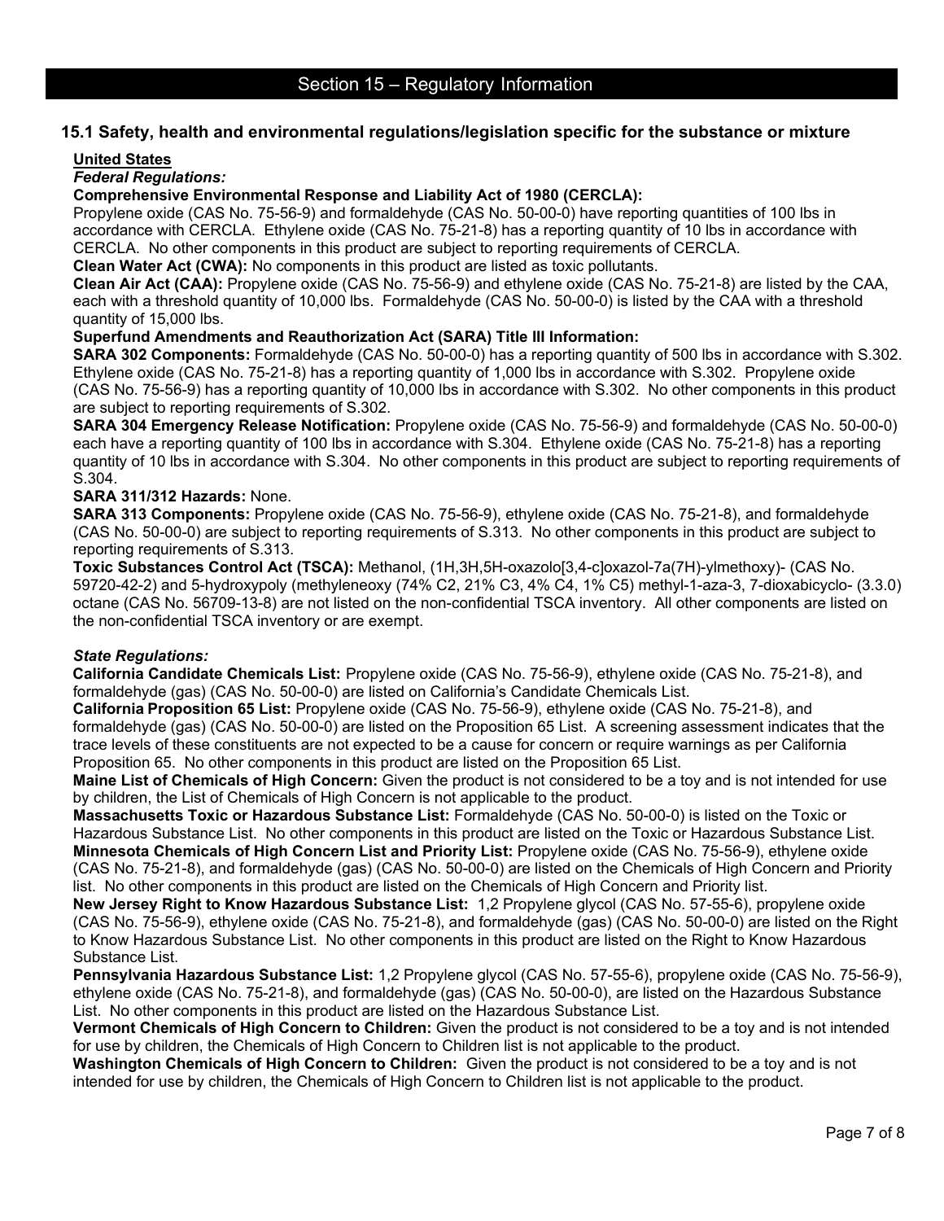## Section 15 – Regulatory Information

### 15.1 Safety, health and environmental regulations/legislation specific for the substance or mixture

**United States**

***Federal Regulations:***

**Comprehensive Environmental Response and Liability Act of 1980 (CERCLA):** Propylene oxide (CAS No. 75-56-9) and formaldehyde (CAS No. 50-00-0) have reporting quantities of 100 lbs in accordance with CERCLA. Ethylene oxide (CAS No. 75-21-8) has a reporting quantity of 10 lbs in accordance with CERCLA. No other components in this product are subject to reporting requirements of CERCLA.

**Clean Water Act (CWA):** No components in this product are listed as toxic pollutants.

**Clean Air Act (CAA):** Propylene oxide (CAS No. 75-56-9) and ethylene oxide (CAS No. 75-21-8) are listed by the CAA, each with a threshold quantity of 10,000 lbs. Formaldehyde (CAS No. 50-00-0) is listed by the CAA with a threshold quantity of 15,000 lbs.

**Superfund Amendments and Reauthorization Act (SARA) Title III Information:**

**SARA 302 Components:** Formaldehyde (CAS No. 50-00-0) has a reporting quantity of 500 lbs in accordance with S.302. Ethylene oxide (CAS No. 75-21-8) has a reporting quantity of 1,000 lbs in accordance with S.302. Propylene oxide (CAS No. 75-56-9) has a reporting quantity of 10,000 lbs in accordance with S.302. No other components in this product are subject to reporting requirements of S.302.

**SARA 304 Emergency Release Notification:** Propylene oxide (CAS No. 75-56-9) and formaldehyde (CAS No. 50-00-0) each have a reporting quantity of 100 lbs in accordance with S.304. Ethylene oxide (CAS No. 75-21-8) has a reporting quantity of 10 lbs in accordance with S.304. No other components in this product are subject to reporting requirements of S.304.

**SARA 311/312 Hazards:** None.

**SARA 313 Components:** Propylene oxide (CAS No. 75-56-9), ethylene oxide (CAS No. 75-21-8), and formaldehyde (CAS No. 50-00-0) are subject to reporting requirements of S.313. No other components in this product are subject to reporting requirements of S.313.

**Toxic Substances Control Act (TSCA):** Methanol, (1H,3H,5H-oxazolo[3,4-c]oxazol-7a(7H)-ylmethoxy)- (CAS No. 59720-42-2) and 5-hydroxypoly (methyleneoxy (74% C2, 21% C3, 4% C4, 1% C5) methyl-1-aza-3, 7-dioxabicyclo- (3.3.0) octane (CAS No. 56709-13-8) are not listed on the non-confidential TSCA inventory. All other components are listed on the non-confidential TSCA inventory or are exempt.

***State Regulations:***

**California Candidate Chemicals List:** Propylene oxide (CAS No. 75-56-9), ethylene oxide (CAS No. 75-21-8), and formaldehyde (gas) (CAS No. 50-00-0) are listed on California's Candidate Chemicals List.

**California Proposition 65 List:** Propylene oxide (CAS No. 75-56-9), ethylene oxide (CAS No. 75-21-8), and formaldehyde (gas) (CAS No. 50-00-0) are listed on the Proposition 65 List. A screening assessment indicates that the trace levels of these constituents are not expected to be a cause for concern or require warnings as per California Proposition 65. No other components in this product are listed on the Proposition 65 List.

**Maine List of Chemicals of High Concern:** Given the product is not considered to be a toy and is not intended for use by children, the List of Chemicals of High Concern is not applicable to the product.

**Massachusetts Toxic or Hazardous Substance List:** Formaldehyde (CAS No. 50-00-0) is listed on the Toxic or Hazardous Substance List. No other components in this product are listed on the Toxic or Hazardous Substance List.

**Minnesota Chemicals of High Concern List and Priority List:** Propylene oxide (CAS No. 75-56-9), ethylene oxide (CAS No. 75-21-8), and formaldehyde (gas) (CAS No. 50-00-0) are listed on the Chemicals of High Concern and Priority list. No other components in this product are listed on the Chemicals of High Concern and Priority list.

**New Jersey Right to Know Hazardous Substance List:** 1,2 Propylene glycol (CAS No. 57-55-6), propylene oxide (CAS No. 75-56-9), ethylene oxide (CAS No. 75-21-8), and formaldehyde (gas) (CAS No. 50-00-0) are listed on the Right to Know Hazardous Substance List. No other components in this product are listed on the Right to Know Hazardous Substance List.

**Pennsylvania Hazardous Substance List:** 1,2 Propylene glycol (CAS No. 57-55-6), propylene oxide (CAS No. 75-56-9), ethylene oxide (CAS No. 75-21-8), and formaldehyde (gas) (CAS No. 50-00-0), are listed on the Hazardous Substance List. No other components in this product are listed on the Hazardous Substance List.

**Vermont Chemicals of High Concern to Children:** Given the product is not considered to be a toy and is not intended for use by children, the Chemicals of High Concern to Children list is not applicable to the product.

**Washington Chemicals of High Concern to Children:** Given the product is not considered to be a toy and is not intended for use by children, the Chemicals of High Concern to Children list is not applicable to the product.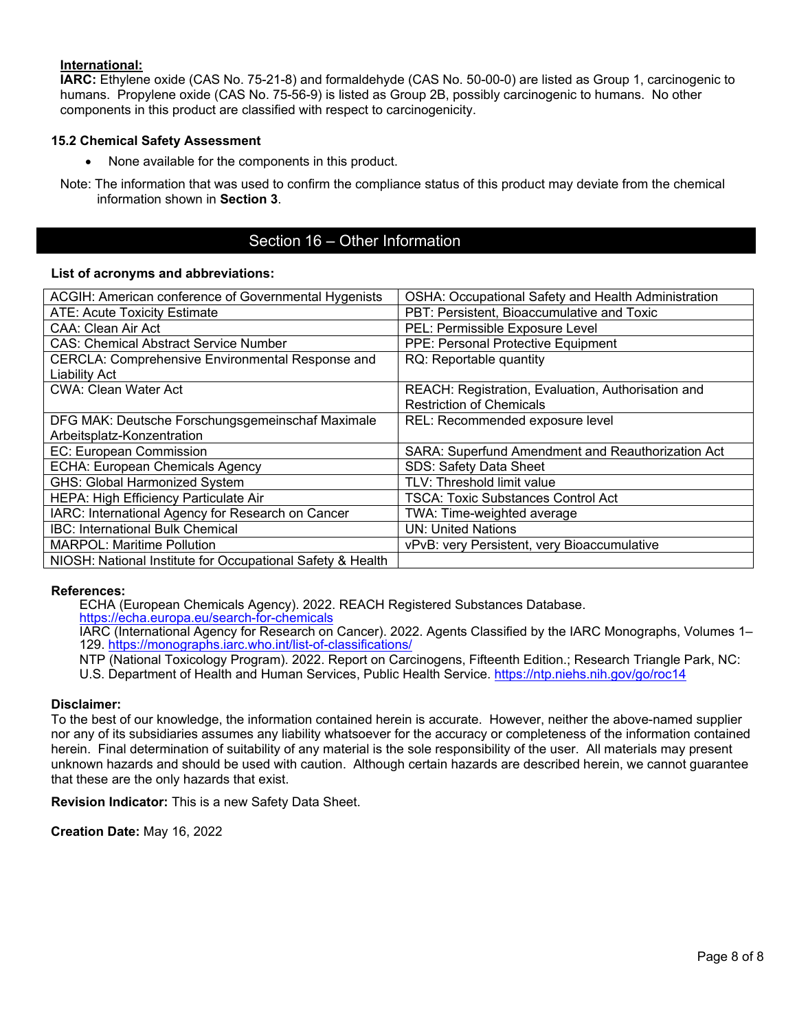**International:**
**IARC:** Ethylene oxide (CAS No. 75-21-8) and formaldehyde (CAS No. 50-00-0) are listed as Group 1, carcinogenic to humans. Propylene oxide (CAS No. 75-56-9) is listed as Group 2B, possibly carcinogenic to humans. No other components in this product are classified with respect to carcinogenicity.

### 15.2 Chemical Safety Assessment

- None available for the components in this product.

Note: The information that was used to confirm the compliance status of this product may deviate from the chemical information shown in **Section 3**.

## Section 16 – Other Information

**List of acronyms and abbreviations:**

| | |
|---|---|
| ACGIH: American conference of Governmental Hygenists | OSHA: Occupational Safety and Health Administration |
| ATE: Acute Toxicity Estimate | PBT: Persistent, Bioaccumulative and Toxic |
| CAA: Clean Air Act | PEL: Permissible Exposure Level |
| CAS: Chemical Abstract Service Number | PPE: Personal Protective Equipment |
| CERCLA: Comprehensive Environmental Response and Liability Act | RQ: Reportable quantity |
| CWA: Clean Water Act | REACH: Registration, Evaluation, Authorisation and Restriction of Chemicals |
| DFG MAK: Deutsche Forschungsgemeinschaf Maximale Arbeitsplatz-Konzentration | REL: Recommended exposure level |
| EC: European Commission | SARA: Superfund Amendment and Reauthorization Act |
| ECHA: European Chemicals Agency | SDS: Safety Data Sheet |
| GHS: Global Harmonized System | TLV: Threshold limit value |
| HEPA: High Efficiency Particulate Air | TSCA: Toxic Substances Control Act |
| IARC: International Agency for Research on Cancer | TWA: Time-weighted average |
| IBC: International Bulk Chemical | UN: United Nations |
| MARPOL: Maritime Pollution | vPvB: very Persistent, very Bioaccumulative |
| NIOSH: National Institute for Occupational Safety & Health | |

**References:**

ECHA (European Chemicals Agency). 2022. REACH Registered Substances Database. https://echa.europa.eu/search-for-chemicals

IARC (International Agency for Research on Cancer). 2022. Agents Classified by the IARC Monographs, Volumes 1–129. https://monographs.iarc.who.int/list-of-classifications/

NTP (National Toxicology Program). 2022. Report on Carcinogens, Fifteenth Edition.; Research Triangle Park, NC: U.S. Department of Health and Human Services, Public Health Service. https://ntp.niehs.nih.gov/go/roc14

**Disclaimer:**
To the best of our knowledge, the information contained herein is accurate. However, neither the above-named supplier nor any of its subsidiaries assumes any liability whatsoever for the accuracy or completeness of the information contained herein. Final determination of suitability of any material is the sole responsibility of the user. All materials may present unknown hazards and should be used with caution. Although certain hazards are described herein, we cannot guarantee that these are the only hazards that exist.

**Revision Indicator:** This is a new Safety Data Sheet.

**Creation Date:** May 16, 2022